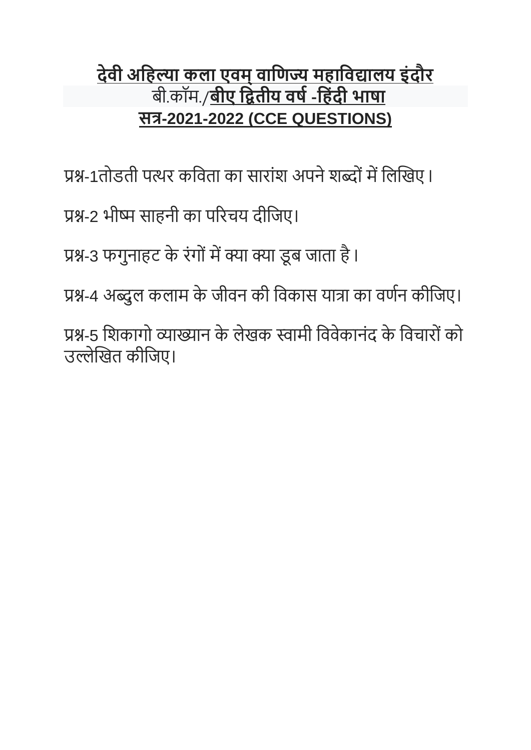**देवी अहिल्या कला एवम् वाणिज्य महाविद्यालय इंदौर**

बी.कॉम./**बीए द्वितीय वर्ष -हिंदी भाषा**

**सत्र-2021-2022 (CCE QUESTIONS)**

प्रश्न-1तोडती पत्थर कविता का सारांश अपने शब्दों में लिखिए।

प्रश्न-2 भीष्म साहनी का परिचय दीजिए।

प्रश्न-3 फगुनाहट के रंगों में क्या क्या डूब जाता है।

प्रश्न-4 अब्दुल कलाम के जीवन की विकास यात्रा का वर्णन कीजिए।

प्रश्न-5 शिकागो व्याख्यान के लेखक स्वामी विवेकानंद के विचारों को उल्लेखित कीजिए।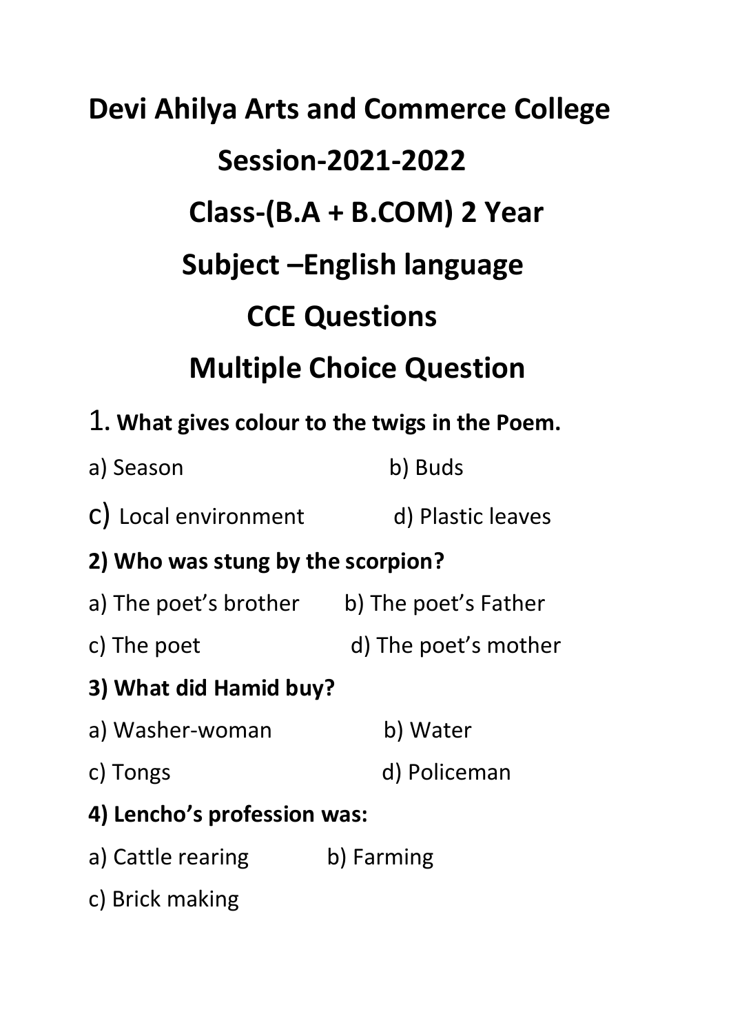# Devi Ahilya Arts and Commerce College

## Session-2021-2022

## Class-(B.A + B.COM) 2 Year

## Subject –English language

## CCE Questions

## Multiple Choice Question

1. **What gives colour to the twigs in the Poem.**

a) Season b) Buds

c) Local environment d) Plastic leaves

**2) Who was stung by the scorpion?**

a) The poet's brother b) The poet's Father

c) The poet d) The poet's mother

**3) What did Hamid buy?**

a) Washer-woman b) Water

c) Tongs d) Policeman

**4) Lencho's profession was:**

a) Cattle rearing b) Farming

c) Brick making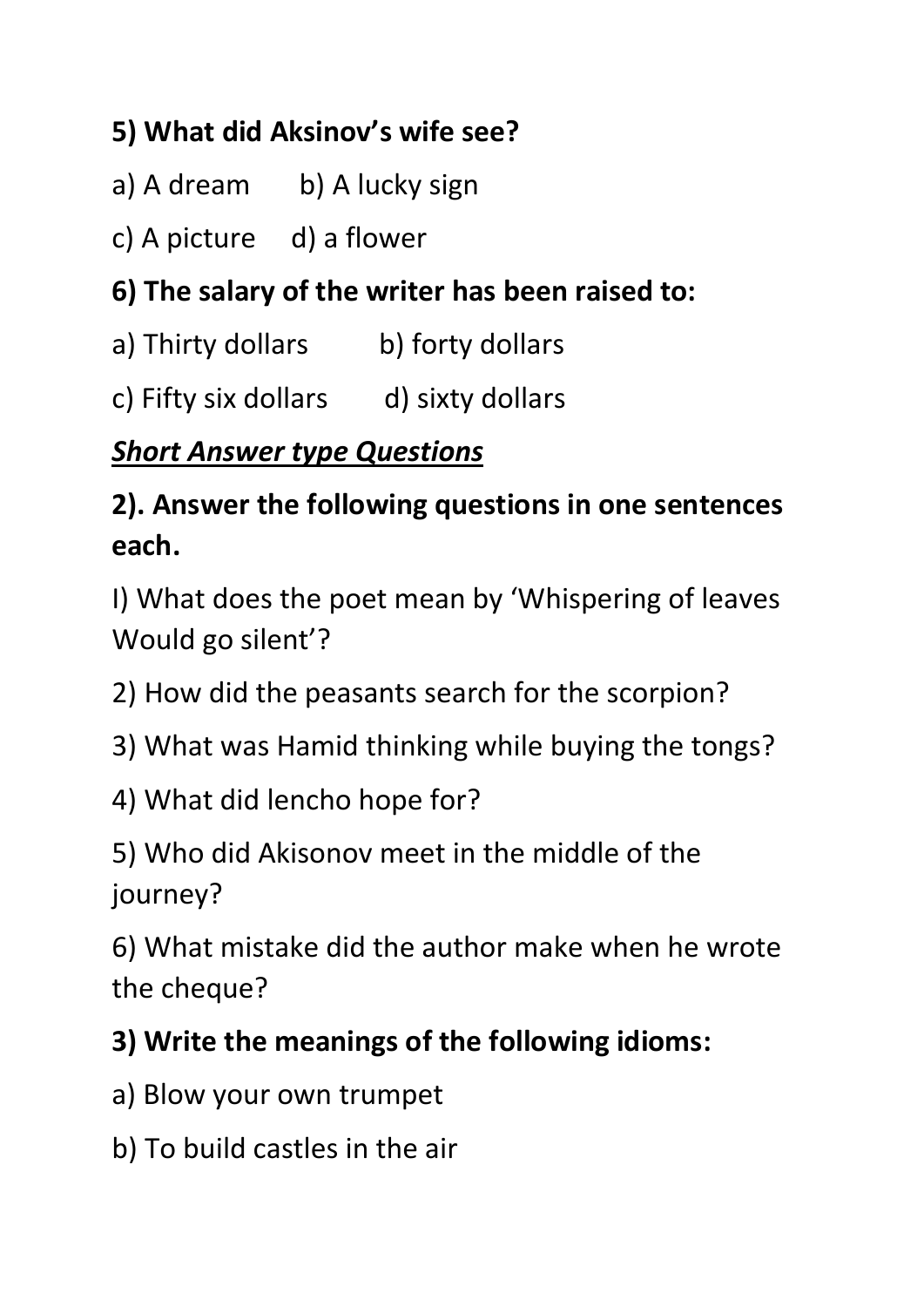**5) What did Aksinov's wife see?**

a) A dream b) A lucky sign

c) A picture d) a flower

**6) The salary of the writer has been raised to:**

a) Thirty dollars b) forty dollars

c) Fifty six dollars d) sixty dollars

***Short Answer type Questions***

**2). Answer the following questions in one sentences each.**

I) What does the poet mean by 'Whispering of leaves Would go silent'?

2) How did the peasants search for the scorpion?

3) What was Hamid thinking while buying the tongs?

4) What did lencho hope for?

5) Who did Akisonov meet in the middle of the journey?

6) What mistake did the author make when he wrote the cheque?

**3) Write the meanings of the following idioms:**

a) Blow your own trumpet

b) To build castles in the air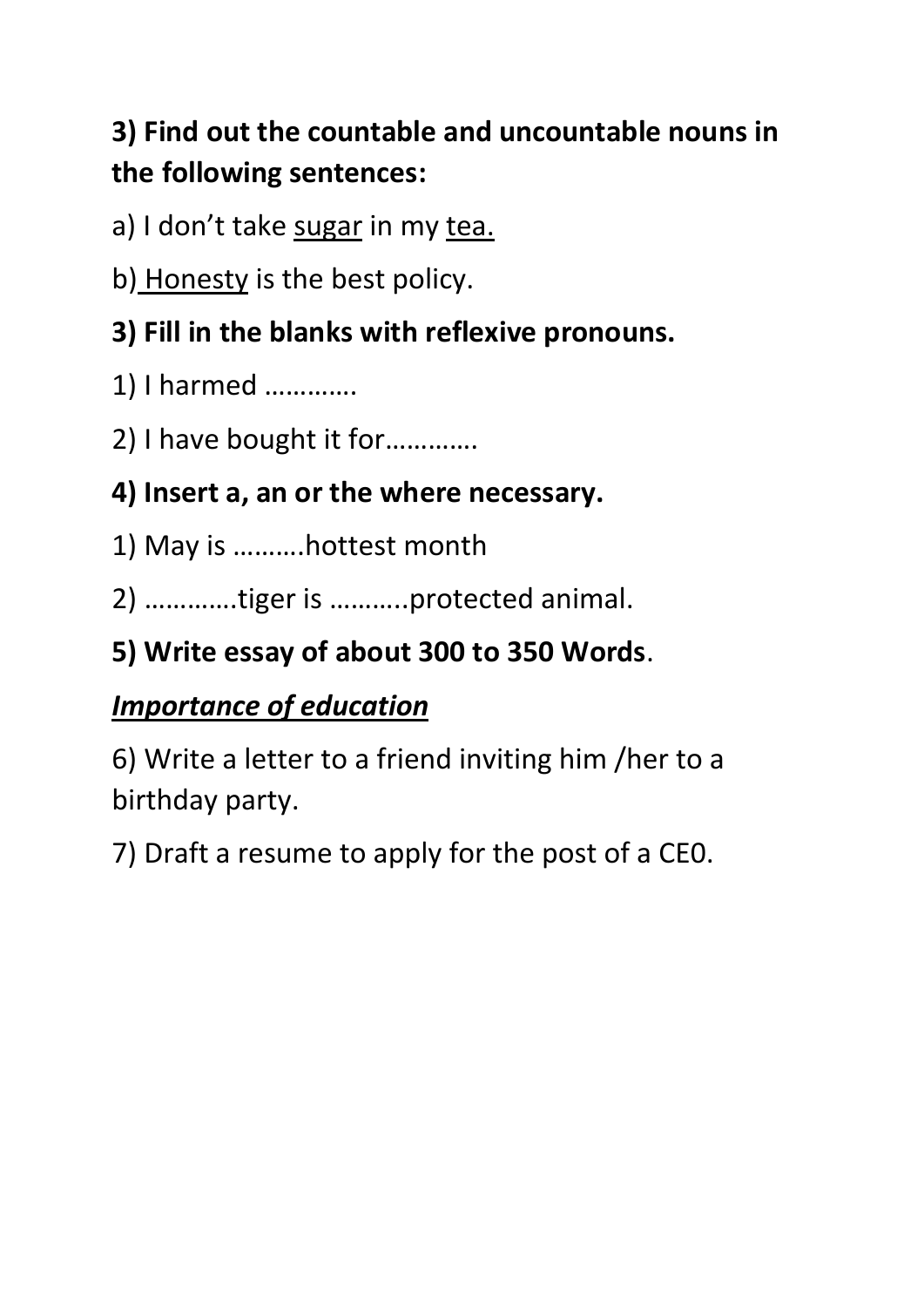**3) Find out the countable and uncountable nouns in the following sentences:**

a) I don't take <u>sugar</u> in my <u>tea.</u>

b) <u>Honesty</u> is the best policy.

**3) Fill in the blanks with reflexive pronouns.**

1) I harmed ………….

2) I have bought it for………….

**4) Insert a, an or the where necessary.**

1) May is ……….hottest month

2) ………….tiger is ………..protected animal.

**5) Write essay of about 300 to 350 Words**.

***<u>Importance of education</u>***

6) Write a letter to a friend inviting him /her to a birthday party.

7) Draft a resume to apply for the post of a CE0.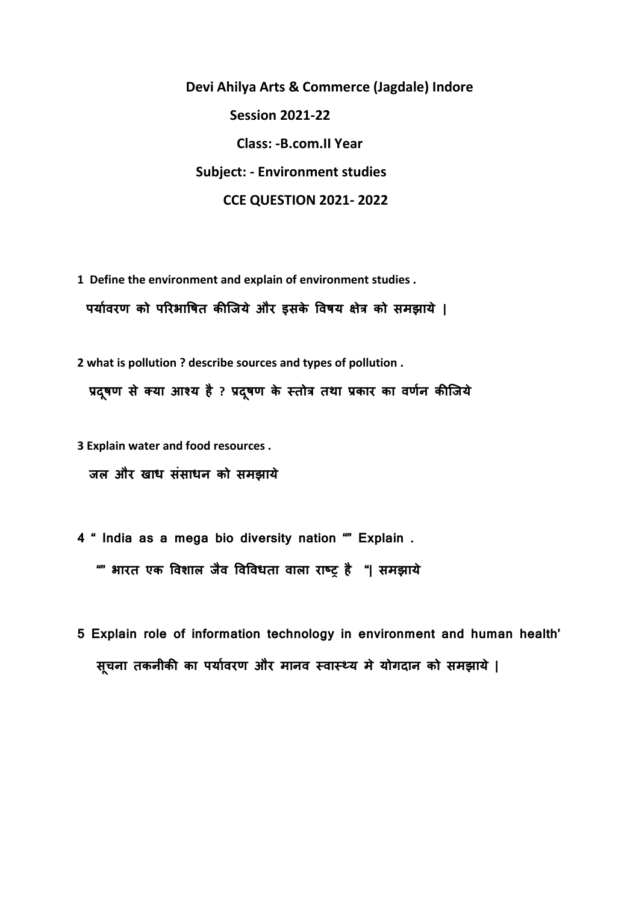**Devi Ahilya Arts & Commerce (Jagdale) Indore**

**Session 2021-22**

**Class: -B.com.II Year**

**Subject: - Environment studies**

**CCE QUESTION 2021- 2022**

**1 Define the environment and explain of environment studies .**

**पर्यावरण को परिभाषित कीजिये और इसके विषय क्षेत्र को समझाये |**

**2 what is pollution ? describe sources and types of pollution .**

**प्रदूषण से क्या आशय है ? प्रदूषण के स्तोत्र तथा प्रकार का वर्णन कीजिये**

**3 Explain water and food resources .**

**जल और खाध संसाधन को समझाये**

**4 " India as a mega bio diversity nation "" Explain .**

**"" भारत एक विशाल जैव विविधता वाला राष्ट्र है "| समझाये**

**5 Explain role of information technology in environment and human health'**

**सूचना तकनीकी का पर्यावरण और मानव स्वास्थ्य मे योगदान को समझाये |**